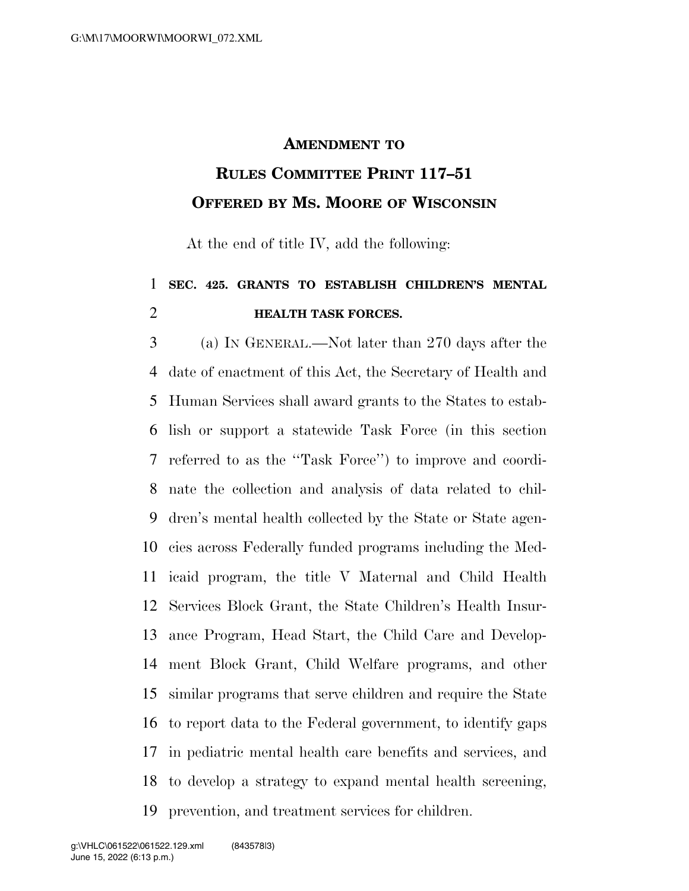# AMENDMENT TO RULES COMMITTEE PRINT 117–51 OFFERED BY MS. MOORE OF WISCONSIN

At the end of title IV, add the following:

**SEC. 425. GRANTS TO ESTABLISH CHILDREN'S MENTAL HEALTH TASK FORCES.**

(a) IN GENERAL.—Not later than 270 days after the date of enactment of this Act, the Secretary of Health and Human Services shall award grants to the States to establish or support a statewide Task Force (in this section referred to as the "Task Force") to improve and coordinate the collection and analysis of data related to children's mental health collected by the State or State agencies across Federally funded programs including the Medicaid program, the title V Maternal and Child Health Services Block Grant, the State Children's Health Insurance Program, Head Start, the Child Care and Development Block Grant, Child Welfare programs, and other similar programs that serve children and require the State to report data to the Federal government, to identify gaps in pediatric mental health care benefits and services, and to develop a strategy to expand mental health screening, prevention, and treatment services for children.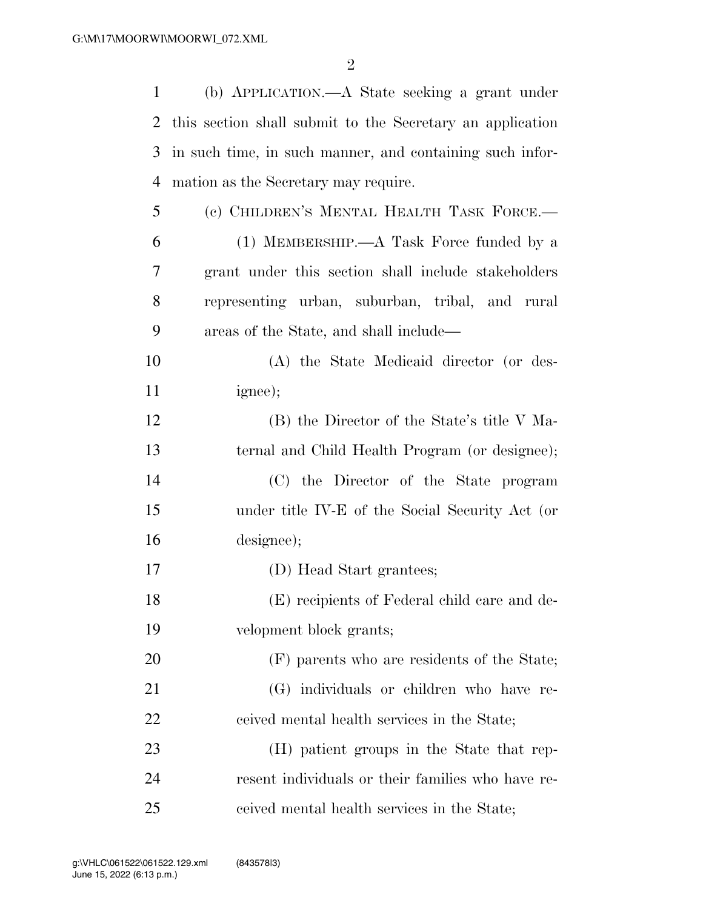(b) APPLICATION.—A State seeking a grant under this section shall submit to the Secretary an application in such time, in such manner, and containing such information as the Secretary may require.

(c) CHILDREN'S MENTAL HEALTH TASK FORCE.—

(1) MEMBERSHIP.—A Task Force funded by a grant under this section shall include stakeholders representing urban, suburban, tribal, and rural areas of the State, and shall include—

(A) the State Medicaid director (or designee);

(B) the Director of the State's title V Maternal and Child Health Program (or designee);

(C) the Director of the State program under title IV-E of the Social Security Act (or designee);

(D) Head Start grantees;

(E) recipients of Federal child care and development block grants;

(F) parents who are residents of the State;

(G) individuals or children who have received mental health services in the State;

(H) patient groups in the State that represent individuals or their families who have received mental health services in the State;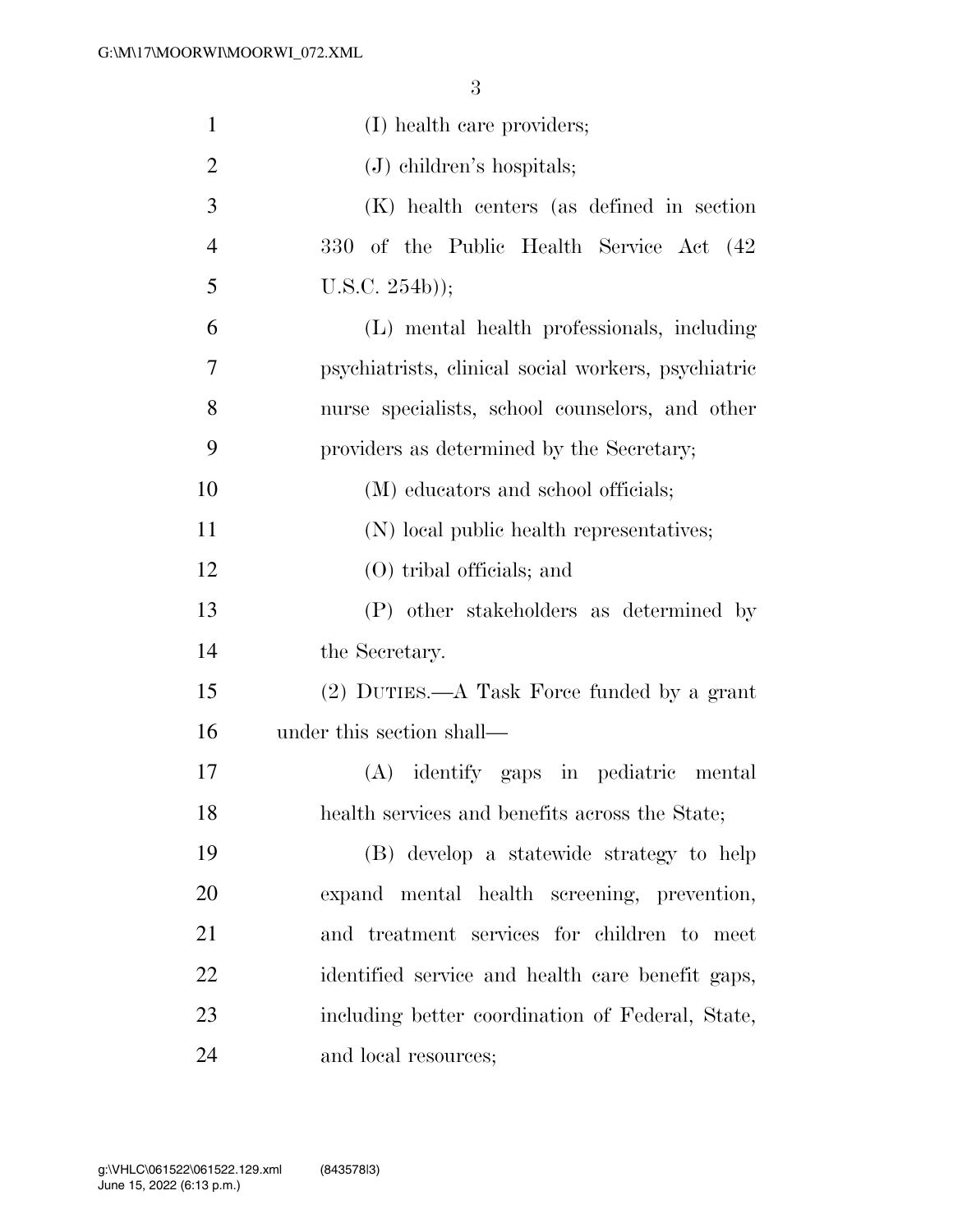(I) health care providers;

(J) children's hospitals;

(K) health centers (as defined in section 330 of the Public Health Service Act (42 U.S.C. 254b));

(L) mental health professionals, including psychiatrists, clinical social workers, psychiatric nurse specialists, school counselors, and other providers as determined by the Secretary;

(M) educators and school officials;

(N) local public health representatives;

(O) tribal officials; and

(P) other stakeholders as determined by the Secretary.

(2) DUTIES.—A Task Force funded by a grant under this section shall—

(A) identify gaps in pediatric mental health services and benefits across the State;

(B) develop a statewide strategy to help expand mental health screening, prevention, and treatment services for children to meet identified service and health care benefit gaps, including better coordination of Federal, State, and local resources;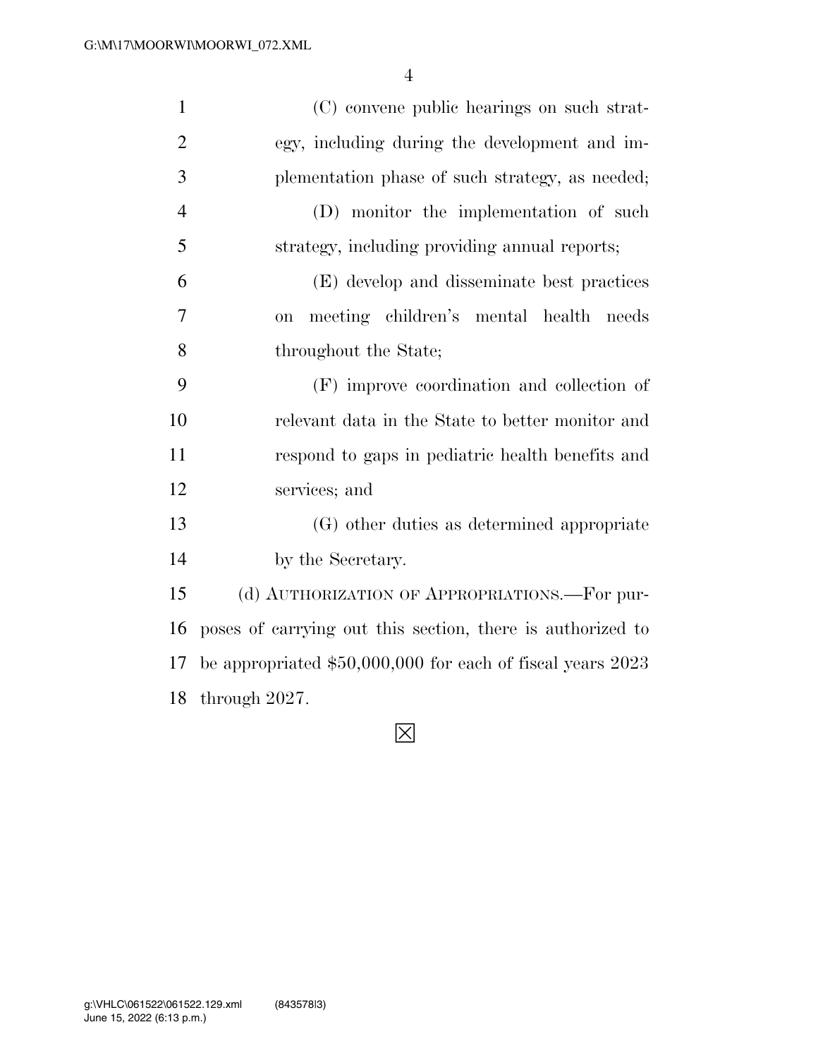(C) convene public hearings on such strategy, including during the development and implementation phase of such strategy, as needed;

(D) monitor the implementation of such strategy, including providing annual reports;

(E) develop and disseminate best practices on meeting children's mental health needs throughout the State;

(F) improve coordination and collection of relevant data in the State to better monitor and respond to gaps in pediatric health benefits and services; and

(G) other duties as determined appropriate by the Secretary.

(d) AUTHORIZATION OF APPROPRIATIONS.—For purposes of carrying out this section, there is authorized to be appropriated $50,000,000 for each of fiscal years 2023 through 2027.